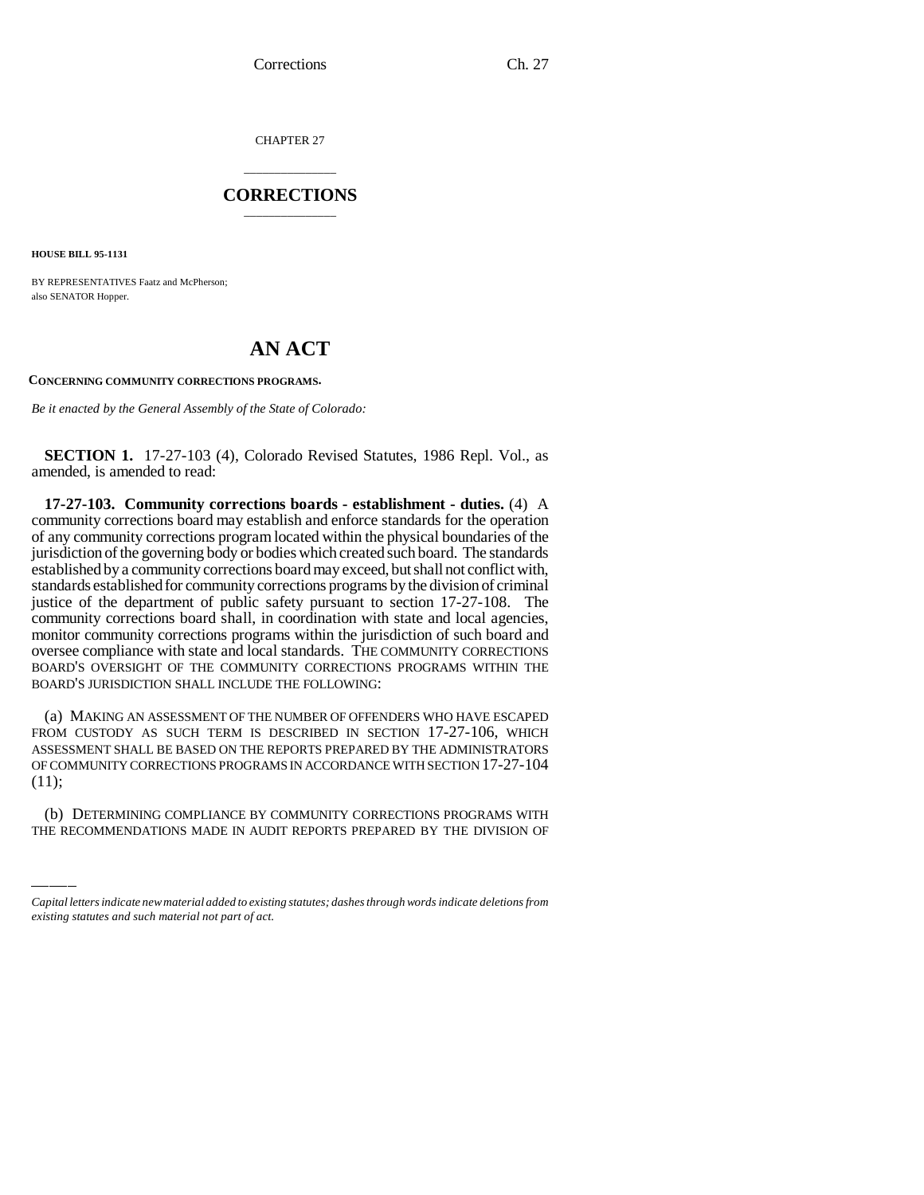CHAPTER 27

# CORRECTIONS

**HOUSE BILL 95-1131**

BY REPRESENTATIVES Faatz and McPherson;
also SENATOR Hopper.

# AN ACT

**CONCERNING COMMUNITY CORRECTIONS PROGRAMS.**

*Be it enacted by the General Assembly of the State of Colorado:*

**SECTION 1.** 17-27-103 (4), Colorado Revised Statutes, 1986 Repl. Vol., as amended, is amended to read:

**17-27-103. Community corrections boards - establishment - duties.** (4) A community corrections board may establish and enforce standards for the operation of any community corrections program located within the physical boundaries of the jurisdiction of the governing body or bodies which created such board. The standards established by a community corrections board may exceed, but shall not conflict with, standards established for community corrections programs by the division of criminal justice of the department of public safety pursuant to section 17-27-108. The community corrections board shall, in coordination with state and local agencies, monitor community corrections programs within the jurisdiction of such board and oversee compliance with state and local standards. THE COMMUNITY CORRECTIONS BOARD'S OVERSIGHT OF THE COMMUNITY CORRECTIONS PROGRAMS WITHIN THE BOARD'S JURISDICTION SHALL INCLUDE THE FOLLOWING:

(a) MAKING AN ASSESSMENT OF THE NUMBER OF OFFENDERS WHO HAVE ESCAPED FROM CUSTODY AS SUCH TERM IS DESCRIBED IN SECTION 17-27-106, WHICH ASSESSMENT SHALL BE BASED ON THE REPORTS PREPARED BY THE ADMINISTRATORS OF COMMUNITY CORRECTIONS PROGRAMS IN ACCORDANCE WITH SECTION 17-27-104 (11);

(b) DETERMINING COMPLIANCE BY COMMUNITY CORRECTIONS PROGRAMS WITH THE RECOMMENDATIONS MADE IN AUDIT REPORTS PREPARED BY THE DIVISION OF

*Capital letters indicate new material added to existing statutes; dashes through words indicate deletions from existing statutes and such material not part of act.*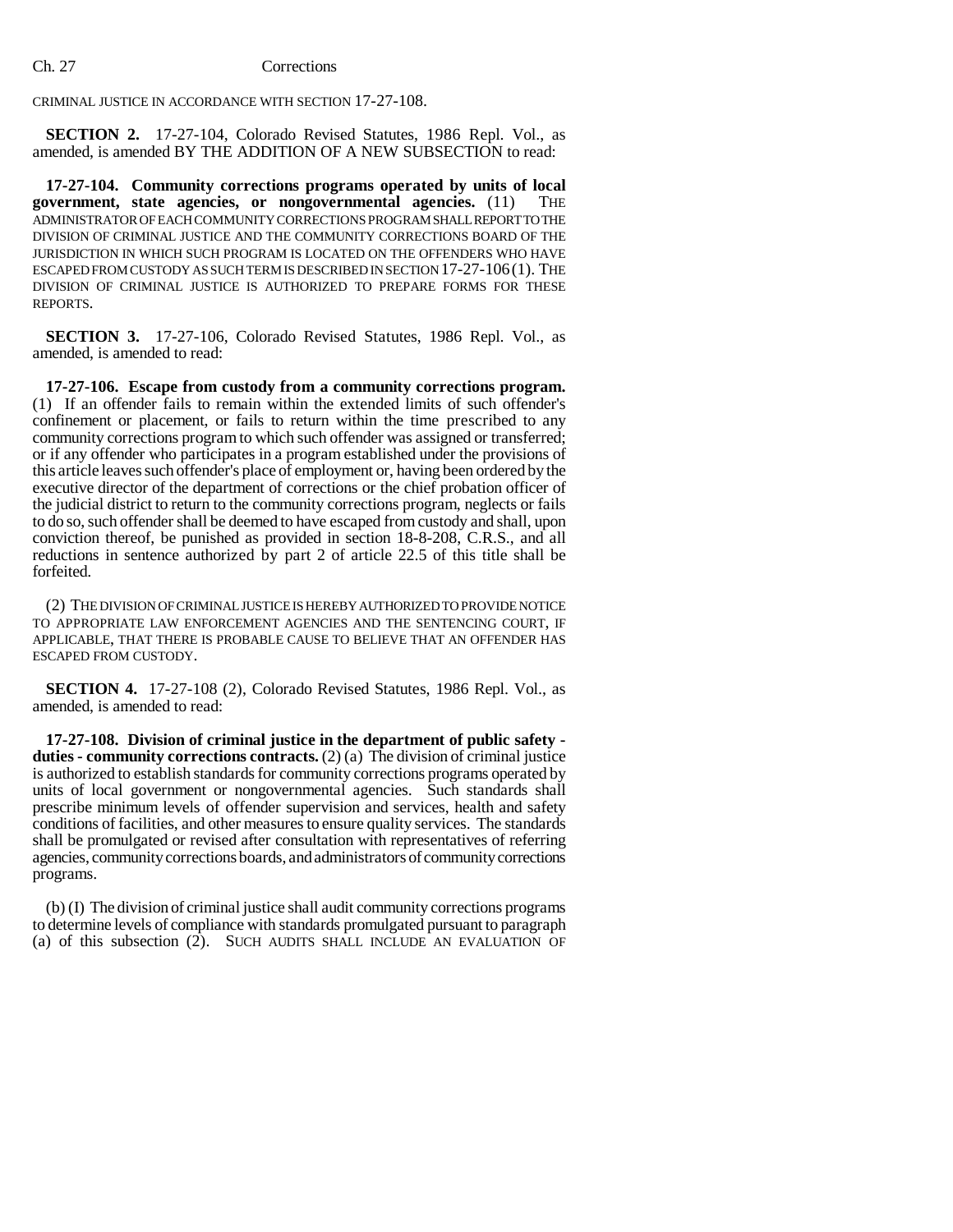CRIMINAL JUSTICE IN ACCORDANCE WITH SECTION 17-27-108.

**SECTION 2.** 17-27-104, Colorado Revised Statutes, 1986 Repl. Vol., as amended, is amended BY THE ADDITION OF A NEW SUBSECTION to read:

**17-27-104. Community corrections programs operated by units of local government, state agencies, or nongovernmental agencies.** (11) THE ADMINISTRATOR OF EACH COMMUNITY CORRECTIONS PROGRAM SHALL REPORT TO THE DIVISION OF CRIMINAL JUSTICE AND THE COMMUNITY CORRECTIONS BOARD OF THE JURISDICTION IN WHICH SUCH PROGRAM IS LOCATED ON THE OFFENDERS WHO HAVE ESCAPED FROM CUSTODY AS SUCH TERM IS DESCRIBED IN SECTION 17-27-106 (1). THE DIVISION OF CRIMINAL JUSTICE IS AUTHORIZED TO PREPARE FORMS FOR THESE REPORTS.

**SECTION 3.** 17-27-106, Colorado Revised Statutes, 1986 Repl. Vol., as amended, is amended to read:

**17-27-106. Escape from custody from a community corrections program.** (1) If an offender fails to remain within the extended limits of such offender's confinement or placement, or fails to return within the time prescribed to any community corrections program to which such offender was assigned or transferred; or if any offender who participates in a program established under the provisions of this article leaves such offender's place of employment or, having been ordered by the executive director of the department of corrections or the chief probation officer of the judicial district to return to the community corrections program, neglects or fails to do so, such offender shall be deemed to have escaped from custody and shall, upon conviction thereof, be punished as provided in section 18-8-208, C.R.S., and all reductions in sentence authorized by part 2 of article 22.5 of this title shall be forfeited.

(2) THE DIVISION OF CRIMINAL JUSTICE IS HEREBY AUTHORIZED TO PROVIDE NOTICE TO APPROPRIATE LAW ENFORCEMENT AGENCIES AND THE SENTENCING COURT, IF APPLICABLE, THAT THERE IS PROBABLE CAUSE TO BELIEVE THAT AN OFFENDER HAS ESCAPED FROM CUSTODY.

**SECTION 4.** 17-27-108 (2), Colorado Revised Statutes, 1986 Repl. Vol., as amended, is amended to read:

**17-27-108. Division of criminal justice in the department of public safety - duties - community corrections contracts.** (2) (a) The division of criminal justice is authorized to establish standards for community corrections programs operated by units of local government or nongovernmental agencies. Such standards shall prescribe minimum levels of offender supervision and services, health and safety conditions of facilities, and other measures to ensure quality services. The standards shall be promulgated or revised after consultation with representatives of referring agencies, community corrections boards, and administrators of community corrections programs.

(b) (I) The division of criminal justice shall audit community corrections programs to determine levels of compliance with standards promulgated pursuant to paragraph (a) of this subsection (2). SUCH AUDITS SHALL INCLUDE AN EVALUATION OF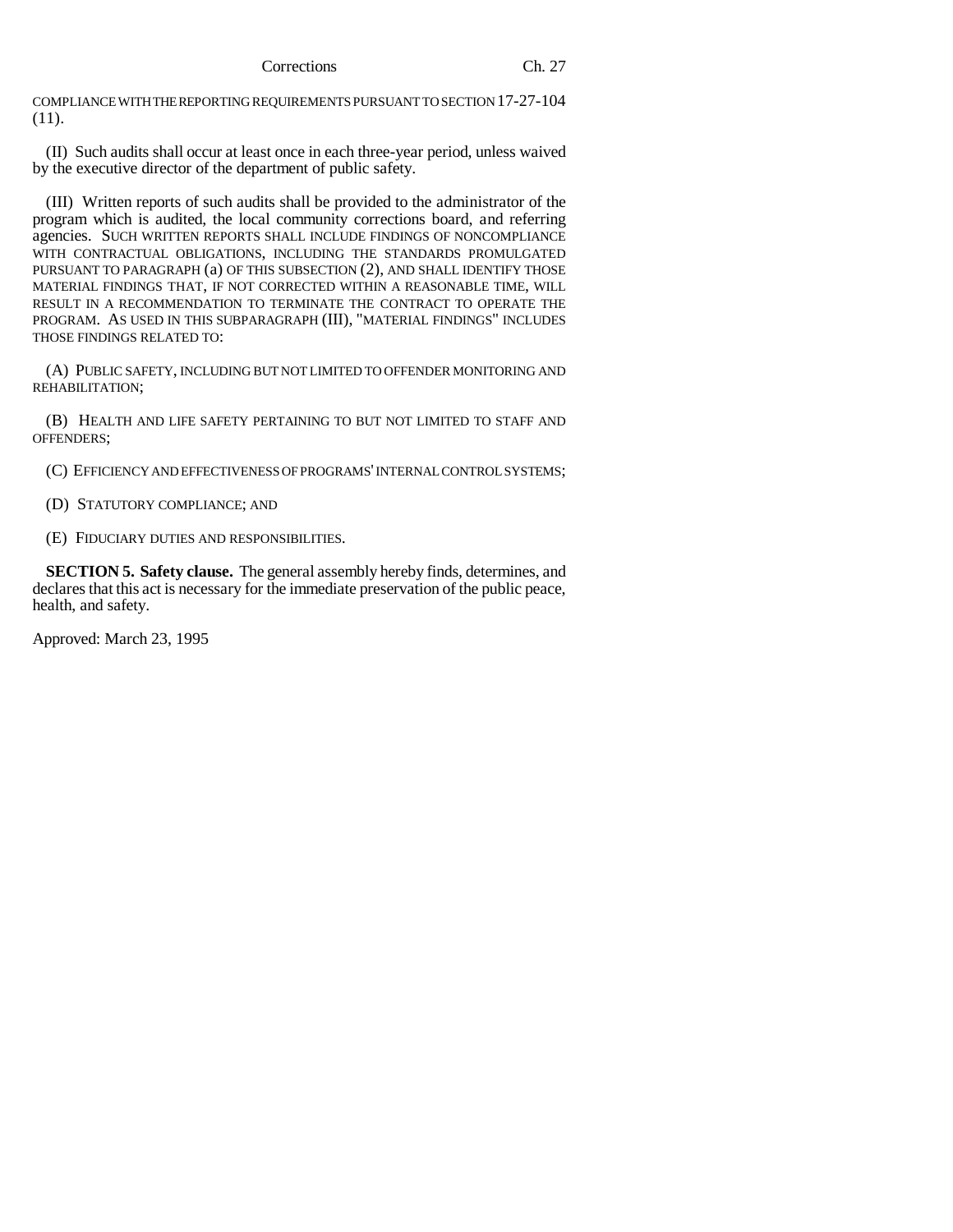COMPLIANCE WITH THE REPORTING REQUIREMENTS PURSUANT TO SECTION 17-27-104 (11).

(II) Such audits shall occur at least once in each three-year period, unless waived by the executive director of the department of public safety.

(III) Written reports of such audits shall be provided to the administrator of the program which is audited, the local community corrections board, and referring agencies. SUCH WRITTEN REPORTS SHALL INCLUDE FINDINGS OF NONCOMPLIANCE WITH CONTRACTUAL OBLIGATIONS, INCLUDING THE STANDARDS PROMULGATED PURSUANT TO PARAGRAPH (a) OF THIS SUBSECTION (2), AND SHALL IDENTIFY THOSE MATERIAL FINDINGS THAT, IF NOT CORRECTED WITHIN A REASONABLE TIME, WILL RESULT IN A RECOMMENDATION TO TERMINATE THE CONTRACT TO OPERATE THE PROGRAM. AS USED IN THIS SUBPARAGRAPH (III), "MATERIAL FINDINGS" INCLUDES THOSE FINDINGS RELATED TO:

(A) PUBLIC SAFETY, INCLUDING BUT NOT LIMITED TO OFFENDER MONITORING AND REHABILITATION;

(B) HEALTH AND LIFE SAFETY PERTAINING TO BUT NOT LIMITED TO STAFF AND OFFENDERS;

(C) EFFICIENCY AND EFFECTIVENESS OF PROGRAMS' INTERNAL CONTROL SYSTEMS;

(D) STATUTORY COMPLIANCE; AND

(E) FIDUCIARY DUTIES AND RESPONSIBILITIES.

**SECTION 5. Safety clause.** The general assembly hereby finds, determines, and declares that this act is necessary for the immediate preservation of the public peace, health, and safety.

Approved: March 23, 1995